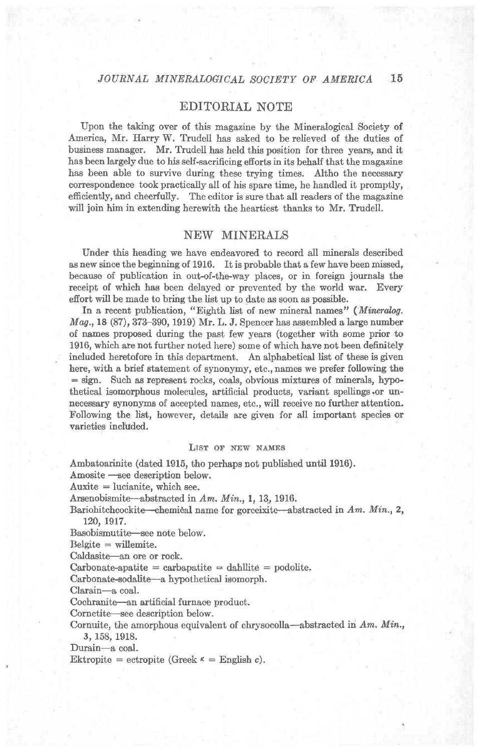## EDITORIAL NOTE

Upon the taking over of this magazine by the Mineralogical Society of America, Mr. Harry W. Trudell has asked to be relieved of the duties of business manager. Mr. Trudell has held this position for three years, and it has been largely due to his self-sacrificing efforts in its behalf that the magazine has been able to survive during these trying times. Altho the necessary correspondence took practically all of his spare time, he handled it promptly, efficiently, and cheerfully. The editor is sure that all readers of the magazine will join him in extending herewith the heartiest thanks to Mr. Trudell.

## NEW MINERALS

Under this heading we have endeavored to record all minerals described as new since the beginning of 1916. It is probable that a few have been missed, because of publication in out-of-the-way places, or in foreign journals the receipt of which has been delayed or prevented by the world war. Every effort will be made to bring the list up to date as soon as possible.

In a recent publication, "Eighth list of new mineral names" (*Mineralog. Mag.*, **18** (87), 373–390, 1919) Mr. L. J. Spencer has assembled a large number of names proposed during the past few years (together with some prior to 1916, which are not further noted here) some of which have not been definitely included heretofore in this department. An alphabetical list of these is given here, with a brief statement of synonymy, etc., names we prefer following the = sign. Such as represent rocks, coals, obvious mixtures of minerals, hypothetical isomorphous molecules, artificial products, variant spellings or unnecessary synonyms of accepted names, etc., will receive no further attention. Following the list, however, details are given for all important species or varieties included.

### List of new names

Ambatoarinite (dated 1915, tho perhaps not published until 1916).
Amosite —see description below.
Auxite = lucianite, which see.
Arsenobismite—abstracted in *Am. Min.*, **1**, 13, 1916.
Bariohitchcockite—chemical name for gorceixite—abstracted in *Am. Min.*, **2**, 120, 1917.
Basobismutite—see note below.
Belgite = willemite.
Caldasite—an ore or rock.
Carbonate-apatite = carbapatite = dahllite = podolite.
Carbonate-sodalite—a hypothetical isomorph.
Clarain—a coal.
Cochranite—an artificial furnace product.
Cornetite—see description below.
Cornuite, the amorphous equivalent of chrysocolla—abstracted in *Am. Min.*, **3**, 158, 1918.
Durain—a coal.
Ektropite = ectropite (Greek $\kappa$ = English *c*).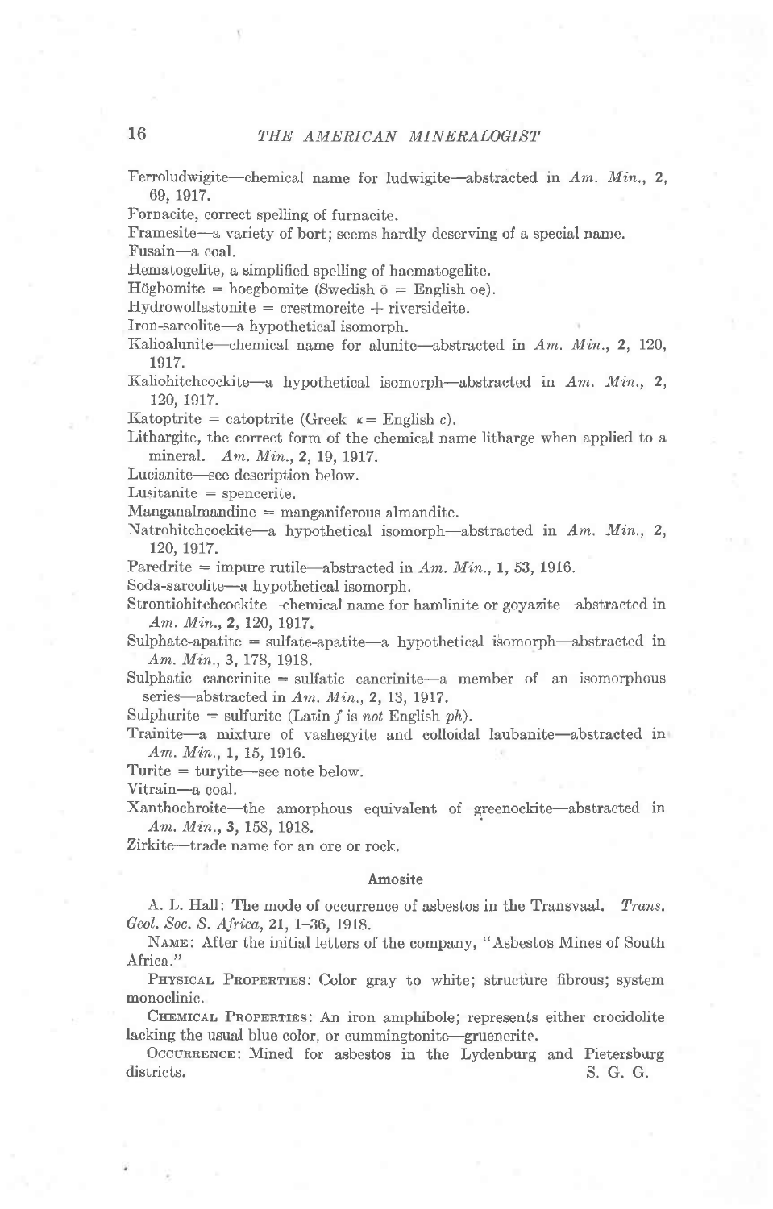Ferroludwigite—chemical name for ludwigite—abstracted in *Am. Min.*, **2**, 69, 1917.

Fornacite, correct spelling of furnacite.

Framesite—a variety of bort; seems hardly deserving of a special name.

Fusain—a coal.

Hematogelite, a simplified spelling of haematogelite.

Högbomite = hoegbomite (Swedish ö = English oe).

Hydrowollastonite = crestmoreite + riversideite.

Iron-sarcolite—a hypothetical isomorph.

Kalioalunite—chemical name for alunite—abstracted in *Am. Min.*, **2**, 120, 1917.

Kaliohitchcockite—a hypothetical isomorph—abstracted in *Am. Min.*, **2**, 120, 1917.

Katoptrite = catoptrite (Greek κ = English *c*).

Lithargite, the correct form of the chemical name litharge when applied to a mineral. *Am. Min.*, **2**, 19, 1917.

Lucianite—see description below.

Lusitanite = spencerite.

Manganalmandine = manganiferous almandite.

Natrohitchcockite—a hypothetical isomorph—abstracted in *Am. Min.*, **2**, 120, 1917.

Paredrite = impure rutile—abstracted in *Am. Min.*, **1**, 53, 1916.

Soda-sarcolite—a hypothetical isomorph.

Strontiohitchcockite—chemical name for hamlinite or goyazite—abstracted in *Am. Min.*, **2**, 120, 1917.

Sulphate-apatite = sulfate-apatite—a hypothetical isomorph—abstracted in *Am. Min.*, **3**, 178, 1918.

Sulphatic cancrinite = sulfatic cancrinite—a member of an isomorphous series—abstracted in *Am. Min.*, **2**, 13, 1917.

Sulphurite = sulfurite (Latin *f* is *not* English *ph*).

Trainite—a mixture of vashegyite and colloidal laubanite—abstracted in *Am. Min.*, **1**, 15, 1916.

Turite = turyite—see note below.

Vitrain—a coal.

Xanthochroite—the amorphous equivalent of greenockite—abstracted in *Am. Min.*, **3**, 158, 1918.

Zirkite—trade name for an ore or rock.

## Amosite

A. L. Hall: The mode of occurrence of asbestos in the Transvaal. *Trans. Geol. Soc. S. Africa*, **21**, 1–36, 1918.

Name: After the initial letters of the company, "Asbestos Mines of South Africa."

Physical Properties: Color gray to white; structure fibrous; system monoclinic.

Chemical Properties: An iron amphibole; represents either crocidolite lacking the usual blue color, or cummingtonite—gruenerite.

Occurrence: Mined for asbestos in the Lydenburg and Pietersburg districts. S. G. G.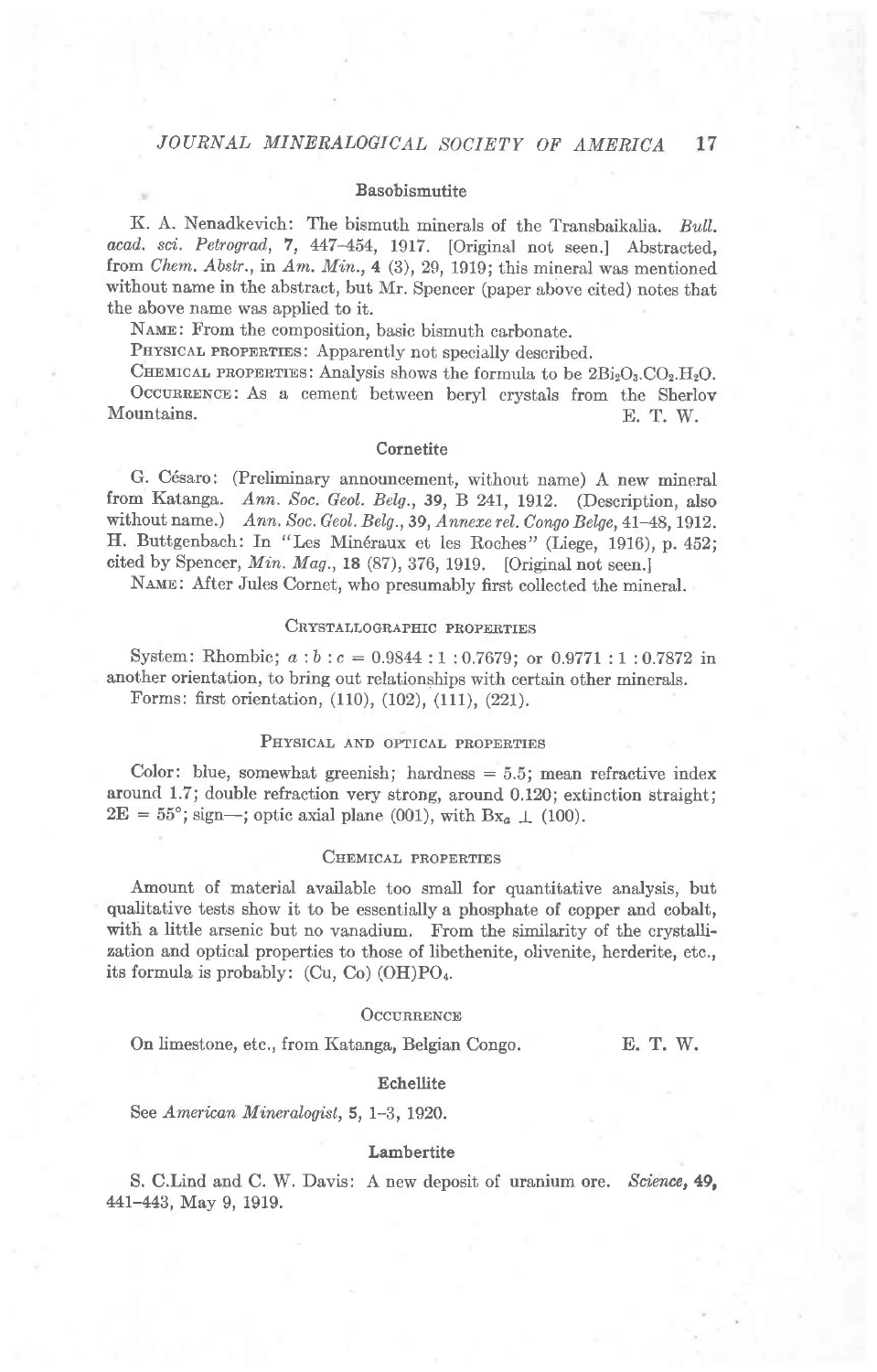### Basobismutite

K. A. Nenadkevich: The bismuth minerals of the Transbaikalia. *Bull. acad. sci. Petrograd*, **7**, 447–454, 1917. [Original not seen.] Abstracted, from *Chem. Abstr.*, in *Am. Min.*, **4** (3), 29, 1919; this mineral was mentioned without name in the abstract, but Mr. Spencer (paper above cited) notes that the above name was applied to it.

NAME: From the composition, basic bismuth carbonate.

PHYSICAL PROPERTIES: Apparently not specially described.

CHEMICAL PROPERTIES: Analysis shows the formula to be $2Bi_2O_3.CO_2.H_2O$.

OCCURRENCE: As a cement between beryl crystals from the Sherlov Mountains. E. T. W.

### Cornetite

G. Césaro: (Preliminary announcement, without name) A new mineral from Katanga. *Ann. Soc. Geol. Belg.*, **39**, B 241, 1912. (Description, also without name.) *Ann. Soc. Geol. Belg.*, **39**, *Annexe rel. Congo Belge*, 41–48, 1912. H. Buttgenbach: In "Les Minéraux et les Roches" (Liege, 1916), p. 452; cited by Spencer, *Min. Mag.*, **18** (87), 376, 1919. [Original not seen.]

NAME: After Jules Cornet, who presumably first collected the mineral.

#### CRYSTALLOGRAPHIC PROPERTIES

System: Rhombic; $a : b : c = 0.9844 : 1 : 0.7679$; or $0.9771 : 1 : 0.7872$ in another orientation, to bring out relationships with certain other minerals.

Forms: first orientation, (110), (102), (111), (221).

#### PHYSICAL AND OPTICAL PROPERTIES

Color: blue, somewhat greenish; hardness = 5.5; mean refractive index around 1.7; double refraction very strong, around 0.120; extinction straight; $2E = 55°$; sign—; optic axial plane (001), with $Bx_a \perp$ (100).

#### CHEMICAL PROPERTIES

Amount of material available too small for quantitative analysis, but qualitative tests show it to be essentially a phosphate of copper and cobalt, with a little arsenic but no vanadium. From the similarity of the crystallization and optical properties to those of libethenite, olivenite, herderite, etc., its formula is probably: $(Cu, Co)(OH)PO_4$.

#### OCCURRENCE

On limestone, etc., from Katanga, Belgian Congo. E. T. W.

### Echellite

See *American Mineralogist*, **5**, 1–3, 1920.

### Lambertite

S. C. Lind and C. W. Davis: A new deposit of uranium ore. *Science*, **49**, 441–443, May 9, 1919.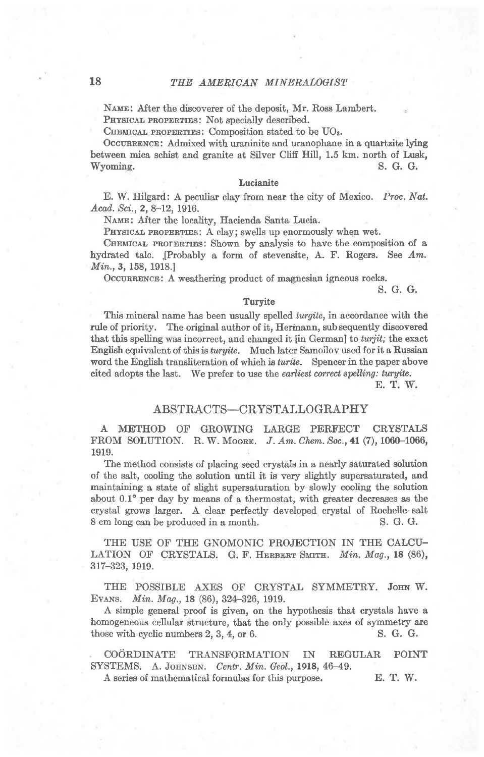NAME: After the discoverer of the deposit, Mr. Ross Lambert.

PHYSICAL PROPERTIES: Not specially described.

CHEMICAL PROPERTIES: Composition stated to be $UO_3$.

OCCURRENCE: Admixed with uraninite and uranophane in a quartzite lying between mica schist and granite at Silver Cliff Hill, 1.5 km. north of Lusk, Wyoming.

S. G. G.

### Lucianite

E. W. Hilgard: A peculiar clay from near the city of Mexico. *Proc. Nat. Acad. Sci.*, **2**, 8–12, 1916.

NAME: After the locality, Hacienda Santa Lucia.

PHYSICAL PROPERTIES: A clay; swells up enormously when wet.

CHEMICAL PROPERTIES: Shown by analysis to have the composition of a hydrated talc. [Probably a form of stevensite, A. F. Rogers. See *Am. Min.*, **3**, 158, 1918.]

OCCURRENCE: A weathering product of magnesian igneous rocks.

S. G. G.

### Turyite

This mineral name has been usually spelled *turgite*, in accordance with the rule of priority. The original author of it, Hermann, subsequently discovered that this spelling was incorrect, and changed it [in German] to *turjit;* the exact English equivalent of this is *turyite*. Much later Samoilov used for it a Russian word the English transliteration of which is *turite*. Spencer in the paper above cited adopts the last. We prefer to use the *earliest correct spelling: turyite.*

E. T. W.

## ABSTRACTS—CRYSTALLOGRAPHY

A METHOD OF GROWING LARGE PERFECT CRYSTALS FROM SOLUTION. R. W. MOORE. *J. Am. Chem. Soc.*, **41** (7), 1060–1066, 1919.

The method consists of placing seed crystals in a nearly saturated solution of the salt, cooling the solution until it is very slightly supersaturated, and maintaining a state of slight supersaturation by slowly cooling the solution about 0.1° per day by means of a thermostat, with greater decreases as the crystal grows larger. A clear perfectly developed crystal of Rochelle salt 8 cm long can be produced in a month.

S. G. G.

THE USE OF THE GNOMONIC PROJECTION IN THE CALCULATION OF CRYSTALS. G. F. HERBERT SMITH. *Min. Mag.*, **18** (86), 317–323, 1919.

THE POSSIBLE AXES OF CRYSTAL SYMMETRY. JOHN W. EVANS. *Min. Mag.*, **18** (86), 324–326, 1919.

A simple general proof is given, on the hypothesis that crystals have a homogeneous cellular structure, that the only possible axes of symmetry are those with cyclic numbers 2, 3, 4, or 6.

S. G. G.

COÖRDINATE TRANSFORMATION IN REGULAR POINT SYSTEMS. A. JOHNSEN. *Centr. Min. Geol.*, **1918**, 46–49.

A series of mathematical formulas for this purpose.

E. T. W.